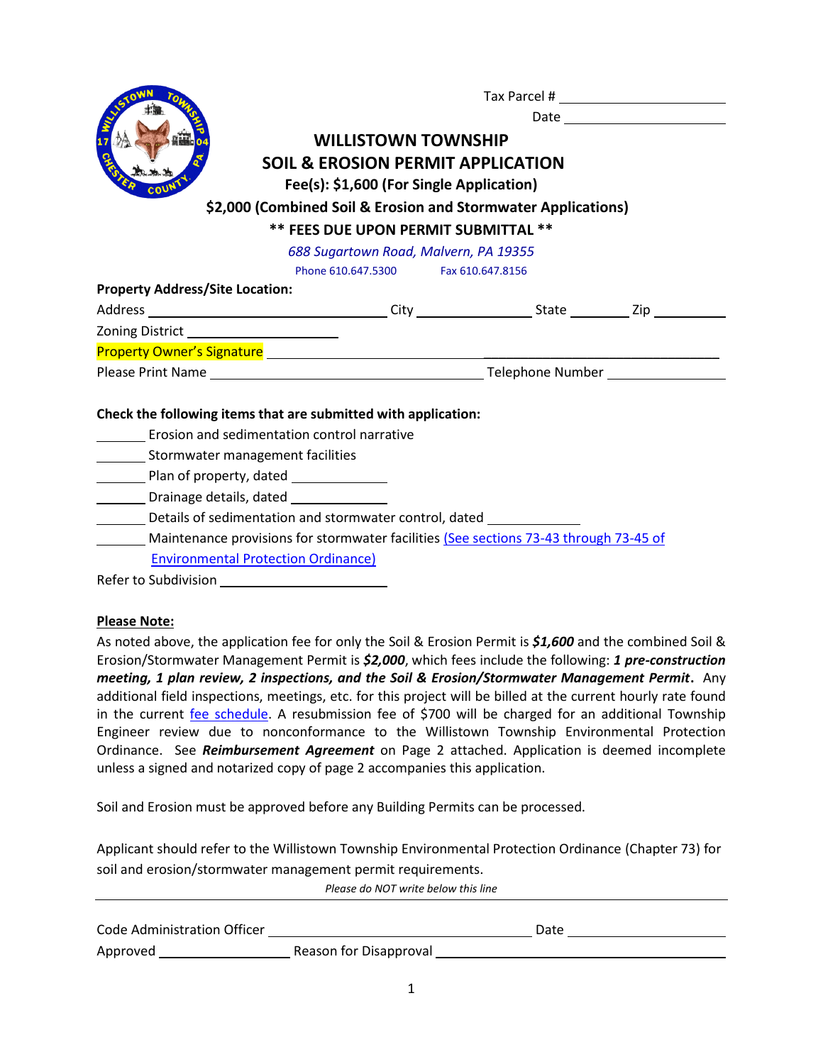Tax Parcel # ______________________

Date ______________________

# WILLISTOWN TOWNSHIP
# SOIL & EROSION PERMIT APPLICATION

**Fee(s): $1,600 (For Single Application)**

**$2,000 (Combined Soil & Erosion and Stormwater Applications)**

**\*\* FEES DUE UPON PERMIT SUBMITTAL \*\***

*688 Sugartown Road, Malvern, PA 19355*

Phone 610.647.5300 Fax 610.647.8156

**Property Address/Site Location:**

Address ______________________ City ______________ State ________ Zip __________

Zoning District ____________________

Property Owner's Signature ________________________________________________

Please Print Name ______________________________ Telephone Number ______________

**Check the following items that are submitted with application:**

_______ Erosion and sedimentation control narrative

_______ Stormwater management facilities

_______ Plan of property, dated ____________

_______ Drainage details, dated ____________

_______ Details of sedimentation and stormwater control, dated ____________

_______ Maintenance provisions for stormwater facilities (See sections 73-43 through 73-45 of Environmental Protection Ordinance)

Refer to Subdivision ______________________

**Please Note:**

As noted above, the application fee for only the Soil & Erosion Permit is ***$1,600*** and the combined Soil & Erosion/Stormwater Management Permit is ***$2,000***, which fees include the following: ***1 pre-construction meeting, 1 plan review, 2 inspections, and the Soil & Erosion/Stormwater Management Permit***. Any additional field inspections, meetings, etc. for this project will be billed at the current hourly rate found in the current fee schedule. A resubmission fee of $700 will be charged for an additional Township Engineer review due to nonconformance to the Willistown Township Environmental Protection Ordinance. See ***Reimbursement Agreement*** on Page 2 attached. Application is deemed incomplete unless a signed and notarized copy of page 2 accompanies this application.

Soil and Erosion must be approved before any Building Permits can be processed.

Applicant should refer to the Willistown Township Environmental Protection Ordinance (Chapter 73) for soil and erosion/stormwater management permit requirements.

*Please do NOT write below this line*

---

Code Administration Officer ______________________________ Date ______________

Approved ________________ Reason for Disapproval ______________________________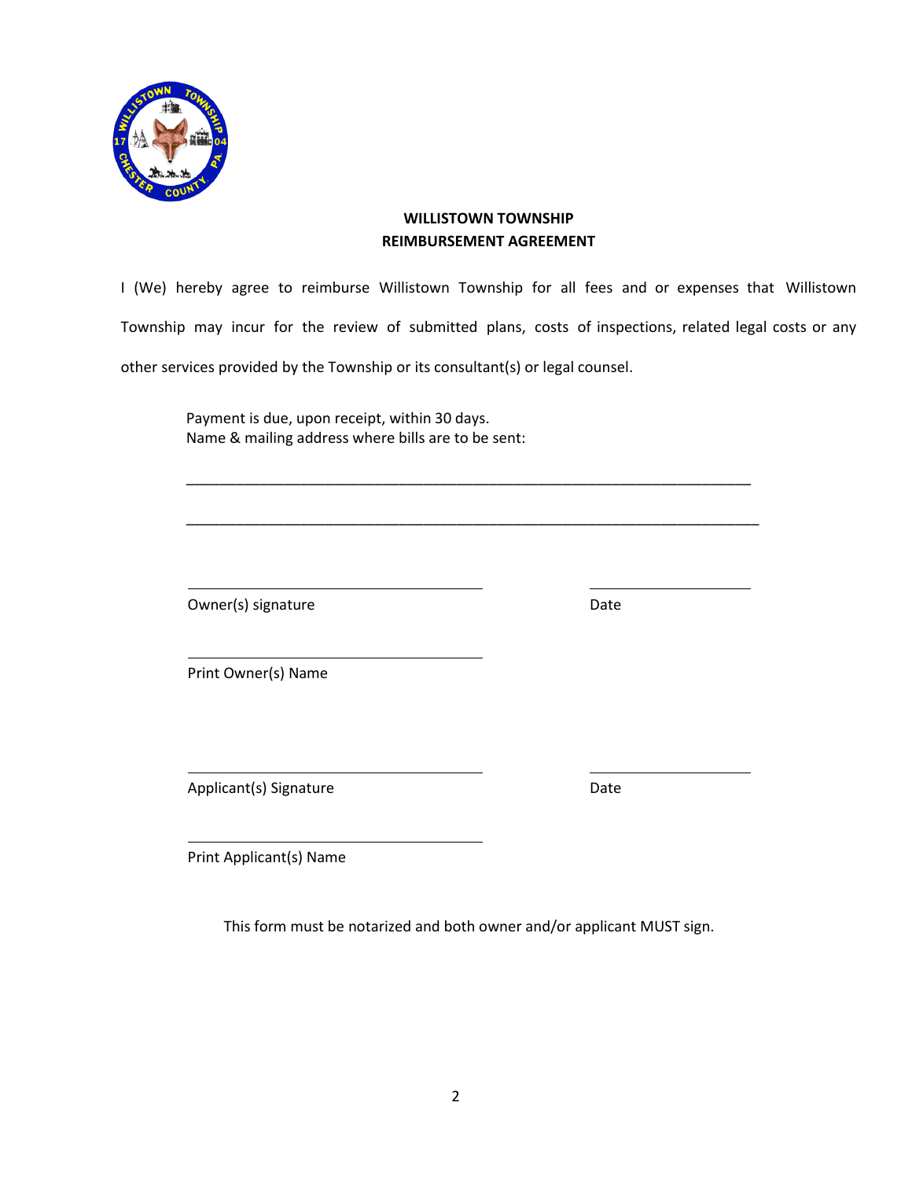**WILLISTOWN TOWNSHIP**
**REIMBURSEMENT AGREEMENT**

I (We) hereby agree to reimburse Willistown Township for all fees and or expenses that Willistown Township may incur for the review of submitted plans, costs of inspections, related legal costs or any other services provided by the Township or its consultant(s) or legal counsel.

Payment is due, upon receipt, within 30 days.
Name & mailing address where bills are to be sent:

_______________________________________________________________________

_______________________________________________________________________

____________________________________  ____________________
Owner(s) signature  Date

____________________________________
Print Owner(s) Name

____________________________________  ____________________
Applicant(s) Signature  Date

____________________________________
Print Applicant(s) Name

This form must be notarized and both owner and/or applicant MUST sign.